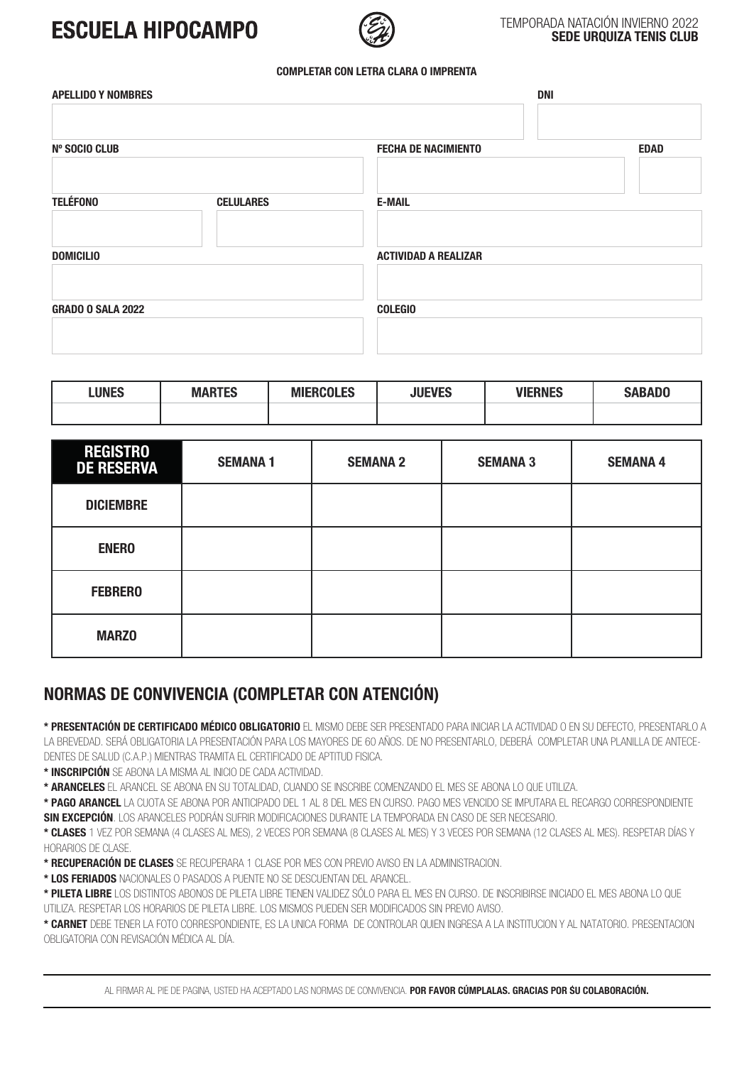# ESCUELA HIPOCAMPO

TEMPORADA NATACIÓN INVIERNO 2022
**SEDE URQUIZA TENIS CLUB**

**COMPLETAR CON LETRA CLARA O IMPRENTA**

| APELLIDO Y NOMBRES | | DNI |
|---|---|---|
| | | |

| Nº SOCIO CLUB | FECHA DE NACIMIENTO | EDAD |
|---|---|---|
| | | |

| TELÉFONO | CELULARES | E-MAIL |
|---|---|---|
| | | |

| DOMICILIO | ACTIVIDAD A REALIZAR |
|---|---|
| | |

| GRADO O SALA 2022 | COLEGIO |
|---|---|
| | |

| LUNES | MARTES | MIERCOLES | JUEVES | VIERNES | SABADO |
|---|---|---|---|---|---|
| | | | | | |

| REGISTRO DE RESERVA | SEMANA 1 | SEMANA 2 | SEMANA 3 | SEMANA 4 |
|---|---|---|---|---|
| DICIEMBRE | | | | |
| ENERO | | | | |
| FEBRERO | | | | |
| MARZO | | | | |

## NORMAS DE CONVIVENCIA (COMPLETAR CON ATENCIÓN)

**\* PRESENTACIÓN DE CERTIFICADO MÉDICO OBLIGATORIO** EL MISMO DEBE SER PRESENTADO PARA INICIAR LA ACTIVIDAD O EN SU DEFECTO, PRESENTARLO A LA BREVEDAD. SERÁ OBLIGATORIA LA PRESENTACIÓN PARA LOS MAYORES DE 60 AÑOS. DE NO PRESENTARLO, DEBERÁ COMPLETAR UNA PLANILLA DE ANTECEDENTES DE SALUD (C.A.P.) MIENTRAS TRAMITA EL CERTIFICADO DE APTITUD FISICA.

**\* INSCRIPCIÓN** SE ABONA LA MISMA AL INICIO DE CADA ACTIVIDAD.

**\* ARANCELES** EL ARANCEL SE ABONA EN SU TOTALIDAD, CUANDO SE INSCRIBE COMENZANDO EL MES SE ABONA LO QUE UTILIZA.

**\* PAGO ARANCEL** LA CUOTA SE ABONA POR ANTICIPADO DEL 1 AL 8 DEL MES EN CURSO. PAGO MES VENCIDO SE IMPUTARA EL RECARGO CORRESPONDIENTE **SIN EXCEPCIÓN**. LOS ARANCELES PODRÁN SUFRIR MODIFICACIONES DURANTE LA TEMPORADA EN CASO DE SER NECESARIO.

**\* CLASES** 1 VEZ POR SEMANA (4 CLASES AL MES), 2 VECES POR SEMANA (8 CLASES AL MES) Y 3 VECES POR SEMANA (12 CLASES AL MES). RESPETAR DÍAS Y HORARIOS DE CLASE.

**\* RECUPERACIÓN DE CLASES** SE RECUPERARA 1 CLASE POR MES CON PREVIO AVISO EN LA ADMINISTRACION.

**\* LOS FERIADOS** NACIONALES O PASADOS A PUENTE NO SE DESCUENTAN DEL ARANCEL.

**\* PILETA LIBRE** LOS DISTINTOS ABONOS DE PILETA LIBRE TIENEN VALIDEZ SÓLO PARA EL MES EN CURSO. DE INSCRIBIRSE INICIADO EL MES ABONA LO QUE UTILIZA. RESPETAR LOS HORARIOS DE PILETA LIBRE. LOS MISMOS PUEDEN SER MODIFICADOS SIN PREVIO AVISO.

**\* CARNET** DEBE TENER LA FOTO CORRESPONDIENTE, ES LA UNICA FORMA DE CONTROLAR QUIEN INGRESA A LA INSTITUCION Y AL NATATORIO. PRESENTACION OBLIGATORIA CON REVISACIÓN MÉDICA AL DÍA.

---

AL FIRMAR AL PIE DE PAGINA, USTED HA ACEPTADO LAS NORMAS DE CONVIVENCIA. **POR FAVOR CÚMPLALAS. GRACIAS POR SU COLABORACIÓN.**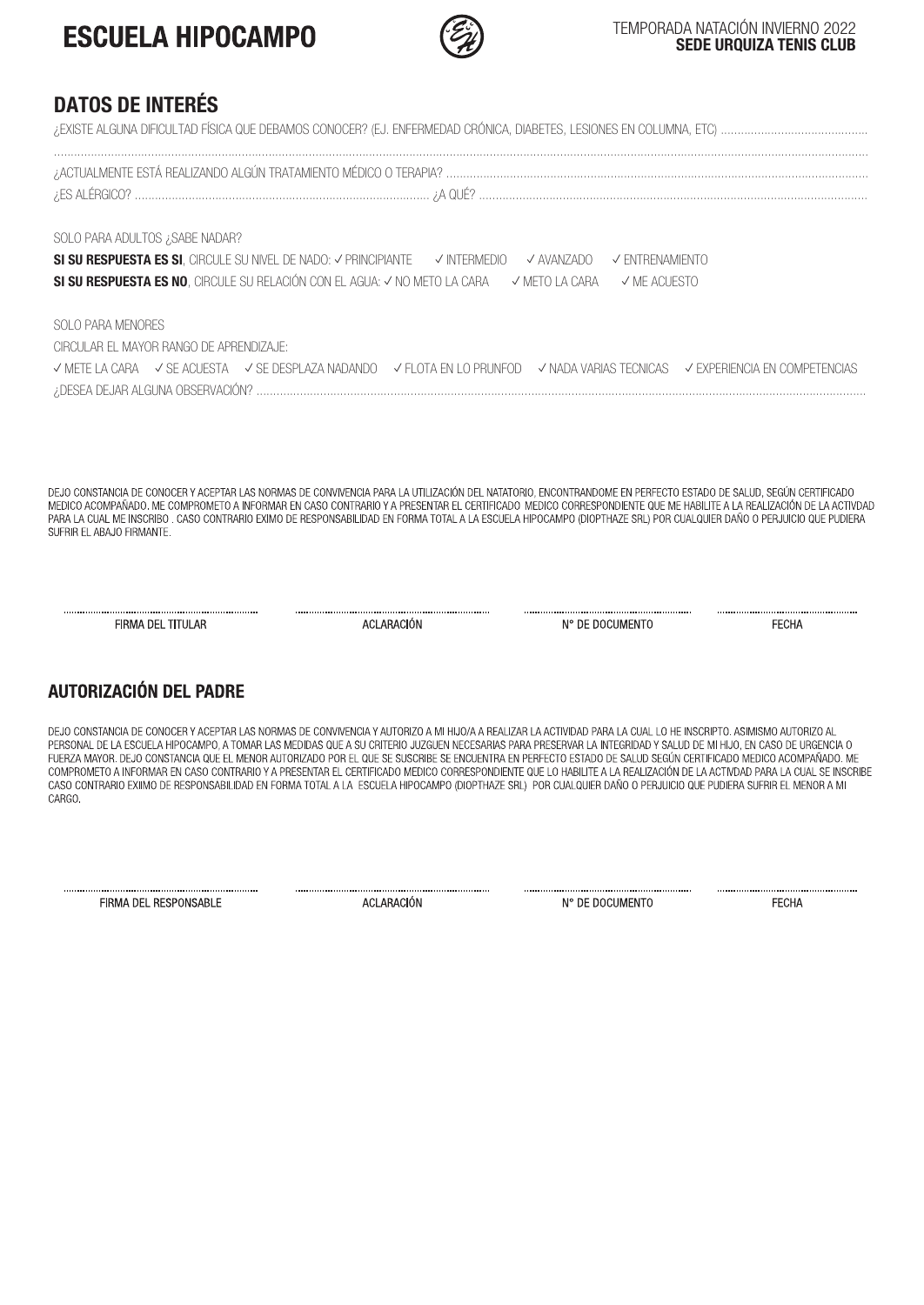# ESCUELA HIPOCAMPO

TEMPORADA NATACIÓN INVIERNO 2022
**SEDE URQUIZA TENIS CLUB**

## DATOS DE INTERÉS

¿EXISTE ALGUNA DIFICULTAD FÍSICA QUE DEBAMOS CONOCER? (EJ. ENFERMEDAD CRÓNICA, DIABETES, LESIONES EN COLUMNA, ETC) ............................................

.............................................................................................................................................................................................................

¿ACTUALMENTE ESTÁ REALIZANDO ALGÚN TRATAMIENTO MÉDICO O TERAPIA? .............................................................................................................

¿ES ALÉRGICO? ......................................................................................... ¿A QUÉ? .....................................................................................................

SOLO PARA ADULTOS ¿SABE NADAR?

**SI SU RESPUESTA ES SI**, CIRCULE SU NIVEL DE NADO: ✓ PRINCIPIANTE ✓ INTERMEDIO ✓ AVANZADO ✓ ENTRENAMIENTO

**SI SU RESPUESTA ES NO**, CIRCULE SU RELACIÓN CON EL AGUA: ✓ NO METO LA CARA ✓ METO LA CARA ✓ ME ACUESTO

SOLO PARA MENORES

CIRCULAR EL MAYOR RANGO DE APRENDIZAJE:

✓ METE LA CARA ✓ SE ACUESTA ✓ SE DESPLAZA NADANDO ✓ FLOTA EN LO PRUNFOD ✓ NADA VARIAS TECNICAS ✓ EXPERIENCIA EN COMPETENCIAS

¿DESEA DEJAR ALGUNA OBSERVACIÓN? .............................................................................................................................................................................

DEJO CONSTANCIA DE CONOCER Y ACEPTAR LAS NORMAS DE CONVIVENCIA PARA LA UTILIZACIÓN DEL NATATORIO, ENCONTRANDOME EN PERFECTO ESTADO DE SALUD, SEGÚN CERTIFICADO MEDICO ACOMPAÑADO. ME COMPROMETO A INFORMAR EN CASO CONTRARIO Y A PRESENTAR EL CERTIFICADO MEDICO CORRESPONDIENTE QUE ME HABILITE A LA REALIZACIÓN DE LA ACTIVDAD PARA LA CUAL ME INSCRIBO . CASO CONTRARIO EXIMO DE RESPONSABILIDAD EN FORMA TOTAL A LA ESCUELA HIPOCAMPO (DIOPTHAZE SRL) POR CUALQUIER DAÑO O PERJUICIO QUE PUDIERA SUFRIR EL ABAJO FIRMANTE.

| FIRMA DEL TITULAR | ACLARACIÓN | N° DE DOCUMENTO | FECHA |
|---|---|---|---|
| | | | |

## AUTORIZACIÓN DEL PADRE

DEJO CONSTANCIA DE CONOCER Y ACEPTAR LAS NORMAS DE CONVIVENCIA Y AUTORIZO A MI HIJO/A A REALIZAR LA ACTIVIDAD PARA LA CUAL LO HE INSCRIPTO. ASIMISMO AUTORIZO AL PERSONAL DE LA ESCUELA HIPOCAMPO, A TOMAR LAS MEDIDAS QUE A SU CRITERIO JUZGUEN NECESARIAS PARA PRESERVAR LA INTEGRIDAD Y SALUD DE MI HIJO, EN CASO DE URGENCIA O FUERZA MAYOR. DEJO CONSTANCIA QUE EL MENOR AUTORIZADO POR EL QUE SE SUSCRIBE SE ENCUENTRA EN PERFECTO ESTADO DE SALUD SEGÚN CERTIFICADO MEDICO ACOMPAÑADO. ME COMPROMETO A INFORMAR EN CASO CONTRARIO Y A PRESENTAR EL CERTIFICADO MEDICO CORRESPONDIENTE QUE LO HABILITE A LA REALIZACIÓN DE LA ACTIVDAD PARA LA CUAL SE INSCRIBE CASO CONTRARIO EXIIMO DE RESPONSABILIDAD EN FORMA TOTAL A LA ESCUELA HIPOCAMPO (DIOPTHAZE SRL) POR CUALQUIER DAÑO O PERJUICIO QUE PUDIERA SUFRIR EL MENOR A MI CARGO.

| FIRMA DEL RESPONSABLE | ACLARACIÓN | N° DE DOCUMENTO | FECHA |
|---|---|---|---|
| | | | |